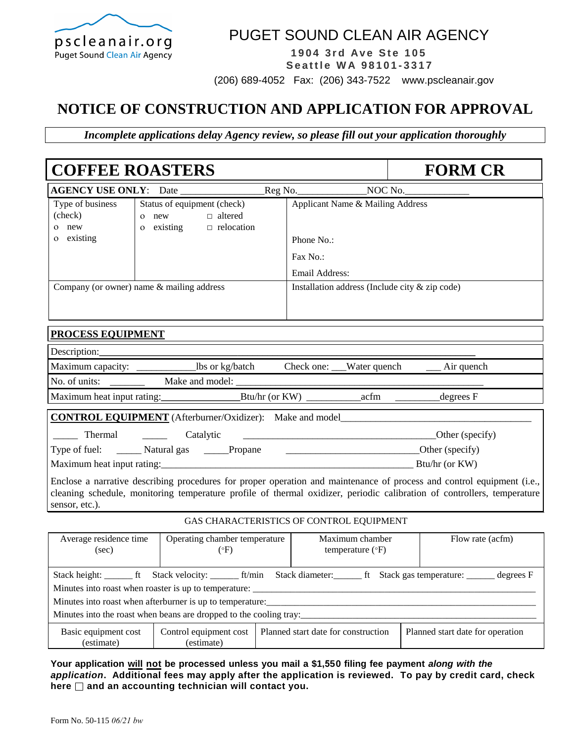pscleanair.org
Puget Sound Clean Air Agency

# PUGET SOUND CLEAN AIR AGENCY

**1904 3rd Ave Ste 105**
**Seattle WA 98101-3317**

(206) 689-4052 Fax: (206) 343-7522 www.pscleanair.gov

# NOTICE OF CONSTRUCTION AND APPLICATION FOR APPROVAL

*Incomplete applications delay Agency review, so please fill out your application thoroughly*

## COFFEE ROASTERS — FORM CR

**AGENCY USE ONLY**: Date ________________Reg No.______________NOC No.____________

| Type of business (check) | Status of equipment (check) | Applicant Name & Mailing Address |
|---|---|---|
| o new<br>o existing | o new □ altered<br>o existing □ relocation | Phone No.:<br>Fax No.:<br>Email Address: |
| Company (or owner) name & mailing address | | Installation address (Include city & zip code) |

### PROCESS EQUIPMENT

Description:___________________________________________________________________

Maximum capacity: ___________lbs or kg/batch Check one: ___Water quench ___ Air quench

No. of units: _______ Make and model: ________________________________________________

Maximum heat input rating:_______________Btu/hr (or KW) __________acfm ________degrees F

### CONTROL EQUIPMENT (Afterburner/Oxidizer): Make and model_____________________________________

_____ Thermal _____ Catalytic ______________________________________Other (specify)

Type of fuel: _____ Natural gas _____Propane __________________________Other (specify)

Maximum heat input rating:_________________________________________________ Btu/hr (or KW)

Enclose a narrative describing procedures for proper operation and maintenance of process and control equipment (i.e., cleaning schedule, monitoring temperature profile of thermal oxidizer, periodic calibration of controllers, temperature sensor, etc.).

GAS CHARACTERISTICS OF CONTROL EQUIPMENT

| Average residence time (sec) | Operating chamber temperature (°F) | Maximum chamber temperature (°F) | Flow rate (acfm) |
|---|---|---|---|
| | | | |

Stack height: ______ ft Stack velocity: ______ ft/min Stack diameter:______ ft Stack gas temperature: ______ degrees F

Minutes into roast when roaster is up to temperature: ____________________________________________

Minutes into roast when afterburner is up to temperature:_________________________________________

Minutes into the roast when beans are dropped to the cooling tray:__________________________________

| Basic equipment cost (estimate) | Control equipment cost (estimate) | Planned start date for construction | Planned start date for operation |
|---|---|---|---|
| | | | |

**Your application <u>will</u> <u>not</u> be processed unless you mail a $1,550 filing fee payment *along with the application*. Additional fees may apply after the application is reviewed. To pay by credit card, check here ☐ and an accounting technician will contact you.**

Form No. 50-115 *06/21 bw*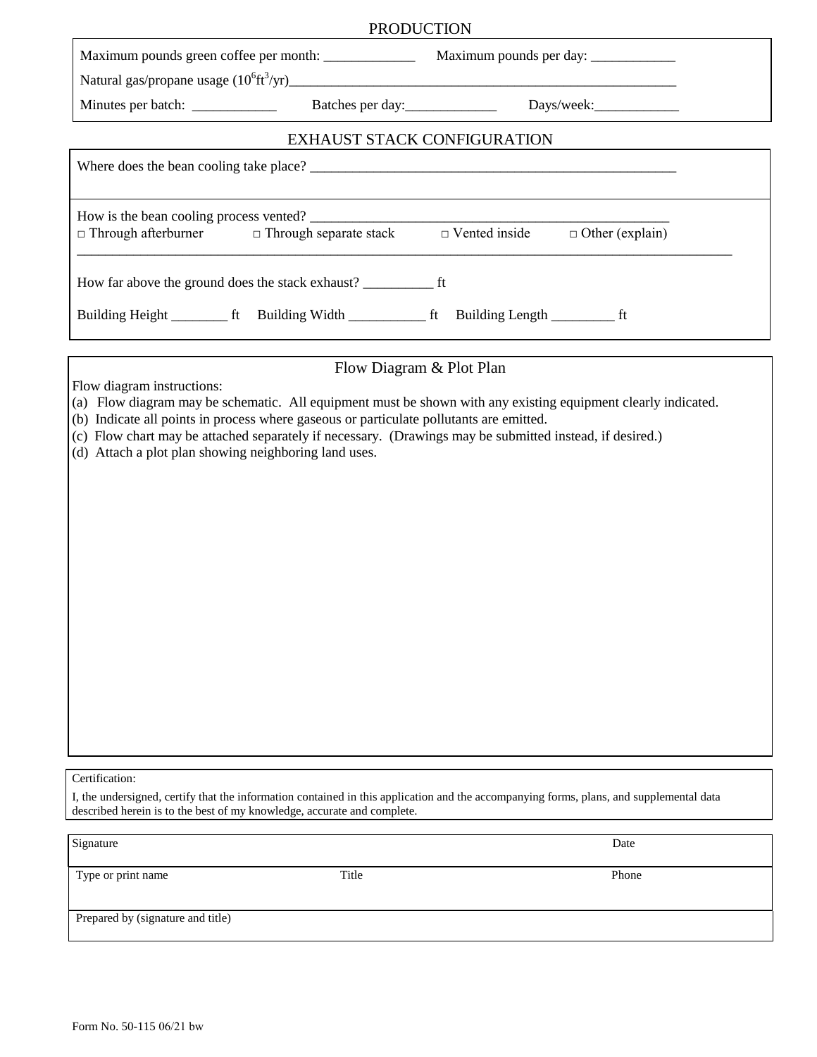## PRODUCTION

Maximum pounds green coffee per month: _____________ Maximum pounds per day: ____________

Natural gas/propane usage ($10^6 ft^3/yr$)_________________________________________________________

Minutes per batch: ____________ Batches per day:_____________ Days/week:____________

## EXHAUST STACK CONFIGURATION

Where does the bean cooling take place? _____________________________________________________

How is the bean cooling process vented? ___________________________________________________

□ Through afterburner □ Through separate stack □ Vented inside □ Other (explain)

_____________________________________________________________________________________________

How far above the ground does the stack exhaust? __________ ft

Building Height ________ ft Building Width ___________ ft Building Length _________ ft

## Flow Diagram & Plot Plan

Flow diagram instructions:

(a) Flow diagram may be schematic. All equipment must be shown with any existing equipment clearly indicated.
(b) Indicate all points in process where gaseous or particulate pollutants are emitted.
(c) Flow chart may be attached separately if necessary. (Drawings may be submitted instead, if desired.)
(d) Attach a plot plan showing neighboring land uses.

Certification:

I, the undersigned, certify that the information contained in this application and the accompanying forms, plans, and supplemental data described herein is to the best of my knowledge, accurate and complete.

| | | |
|---|---|---|
| Signature | | Date |
| Type or print name | Title | Phone |
| Prepared by (signature and title) | | |

Form No. 50-115 06/21 bw